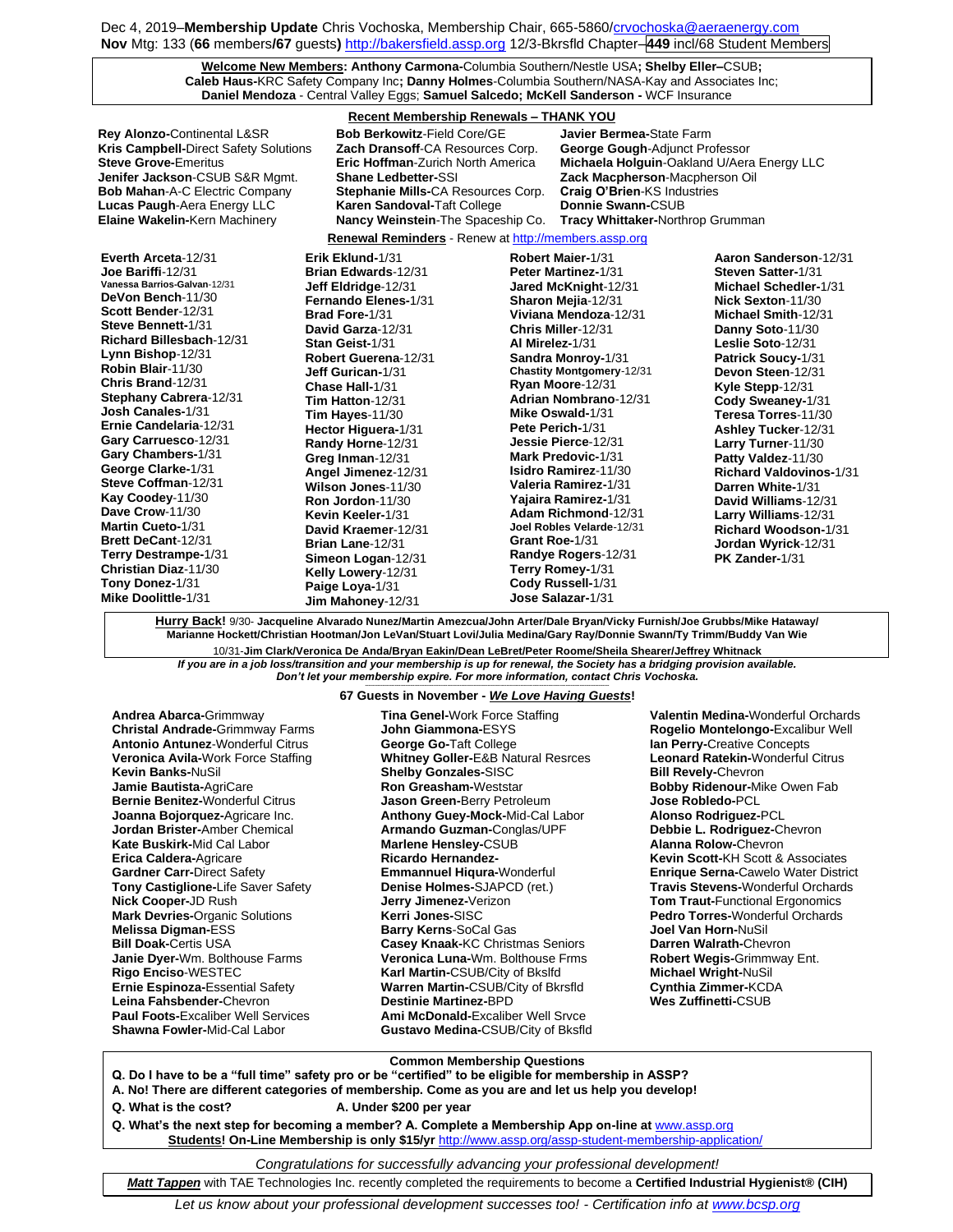Dec 4, 2019–**Membership Update** Chris Vochoska, Membership Chair, 665-5860/crvochoska@aeraenergy.com
**Nov** Mtg: 133 (**66** members**/67** guests**)** http://bakersfield.assp.org 12/3-Bkrsfld Chapter–**449** incl/68 Student Members

**Welcome New Members: Anthony Carmona**-Columbia Southern/Nestle USA**; Shelby Eller–**CSUB**;**
**Caleb Haus**-KRC Safety Company Inc**; Danny Holmes**-Columbia Southern/NASA-Kay and Associates Inc;
**Daniel Mendoza** - Central Valley Eggs; **Samuel Salcedo; McKell Sanderson -** WCF Insurance

**Recent Membership Renewals – THANK YOU**

**Rey Alonzo-**Continental L&SR
**Kris Campbell-**Direct Safety Solutions
**Steve Grove-**Emeritus
**Jenifer Jackson**-CSUB S&R Mgmt.
**Bob Mahan**-A-C Electric Company
**Lucas Paugh**-Aera Energy LLC
**Elaine Wakelin-**Kern Machinery
**Bob Berkowitz**-Field Core/GE
**Zach Dransoff**-CA Resources Corp.
**Eric Hoffman**-Zurich North America
**Shane Ledbetter-**SSI
**Stephanie Mills-**CA Resources Corp.
**Karen Sandoval-**Taft College
**Nancy Weinstein**-The Spaceship Co.
**Javier Bermea-**State Farm
**George Gough**-Adjunct Professor
**Michaela Holguin**-Oakland U/Aera Energy LLC
**Zack Macpherson**-Macpherson Oil
**Craig O'Brien**-KS Industries
**Donnie Swann-**CSUB
**Tracy Whittaker-**Northrop Grumman

**Renewal Reminders** - Renew at http://members.assp.org

**Everth Arceta**-12/31
**Joe Bariffi**-12/31
**Vanessa Barrios-Galvan**-12/31
**DeVon Bench**-11/30
**Scott Bender**-12/31
**Steve Bennett-**1/31
**Richard Billesbach**-12/31
**Lynn Bishop**-12/31
**Robin Blair**-11/30
**Chris Brand**-12/31
**Stephany Cabrera**-12/31
**Josh Canales-**1/31
**Ernie Candelaria**-12/31
**Gary Carruesco**-12/31
**Gary Chambers-**1/31
**George Clarke-**1/31
**Steve Coffman**-12/31
**Kay Coodey**-11/30
**Dave Crow**-11/30
**Martin Cueto-**1/31
**Brett DeCant**-12/31
**Terry Destrampe-**1/31
**Christian Diaz**-11/30
**Tony Donez-**1/31
**Mike Doolittle-**1/31
**Erik Eklund-**1/31
**Brian Edwards**-12/31
**Jeff Eldridge**-12/31
**Fernando Elenes-**1/31
**Brad Fore-**1/31
**David Garza**-12/31
**Stan Geist-**1/31
**Robert Guerena**-12/31
**Jeff Gurican-**1/31
**Chase Hall-**1/31
**Tim Hatton**-12/31
**Tim Hayes**-11/30
**Hector Higuera-**1/31
**Randy Horne**-12/31
**Greg Inman**-12/31
**Angel Jimenez**-12/31
**Wilson Jones**-11/30
**Ron Jordon**-11/30
**Kevin Keeler-**1/31
**David Kraemer**-12/31
**Brian Lane**-12/31
**Simeon Logan**-12/31
**Kelly Lowery**-12/31
**Paige Loya-**1/31
**Jim Mahoney**-12/31
**Robert Maier-**1/31
**Peter Martinez-**1/31
**Jared McKnight**-12/31
**Sharon Mejia**-12/31
**Viviana Mendoza**-12/31
**Chris Miller**-12/31
**Al Mirelez-**1/31
**Sandra Monroy-**1/31
**Chastity Montgomery**-12/31
**Ryan Moore**-12/31
**Adrian Nombrano**-12/31
**Mike Oswald-**1/31
**Pete Perich-**1/31
**Jessie Pierce**-12/31
**Mark Predovic-**1/31
**Isidro Ramirez**-11/30
**Valeria Ramirez-**1/31
**Yajaira Ramirez-**1/31
**Adam Richmond**-12/31
**Joel Robles Velarde**-12/31
**Grant Roe-**1/31
**Randye Rogers**-12/31
**Terry Romey-**1/31
**Cody Russell-**1/31
**Jose Salazar-**1/31
**Aaron Sanderson**-12/31
**Steven Satter-**1/31
**Michael Schedler-**1/31
**Nick Sexton**-11/30
**Michael Smith**-12/31
**Danny Soto**-11/30
**Leslie Soto**-12/31
**Patrick Soucy-**1/31
**Devon Steen**-12/31
**Kyle Stepp**-12/31
**Cody Sweaney-**1/31
**Teresa Torres**-11/30
**Ashley Tucker**-12/31
**Larry Turner**-11/30
**Patty Valdez**-11/30
**Richard Valdovinos-**1/31
**Darren White-**1/31
**David Williams**-12/31
**Larry Williams**-12/31
**Richard Woodson-**1/31
**Jordan Wyrick**-12/31
**PK Zander-**1/31

**Hurry Back!** 9/30- **Jacqueline Alvarado Nunez/Martin Amezcua/John Arter/Dale Bryan/Vicky Furnish/Joe Grubbs/Mike Hataway/ Marianne Hockett/Christian Hootman/Jon LeVan/Stuart Lovi/Julia Medina/Gary Ray/Donnie Swann/Ty Trimm/Buddy Van Wie**
10/31-**Jim Clark/Veronica De Anda/Bryan Eakin/Dean LeBret/Peter Roome/Sheila Shearer/Jeffrey Whitnack**

***If you are in a job loss/transition and your membership is up for renewal, the Society has a bridging provision available. Don't let your membership expire. For more information, contact Chris Vochoska.***

**67 Guests in November - *We Love Having Guests*!**

**Andrea Abarca-**Grimmway
**Christal Andrade-**Grimmway Farms
**Antonio Antunez**-Wonderful Citrus
**Veronica Avila-**Work Force Staffing
**Kevin Banks-**NuSil
**Jamie Bautista-**AgriCare
**Bernie Benitez-**Wonderful Citrus
**Joanna Bojorquez-**Agricare Inc.
**Jordan Brister-**Amber Chemical
**Kate Buskirk-**Mid Cal Labor
**Erica Caldera-**Agricare
**Gardner Carr-**Direct Safety
**Tony Castiglione-**Life Saver Safety
**Nick Cooper-**JD Rush
**Mark Devries-**Organic Solutions
**Melissa Digman-**ESS
**Bill Doak-**Certis USA
**Janie Dyer-**Wm. Bolthouse Farms
**Rigo Enciso**-WESTEC
**Ernie Espinoza-**Essential Safety
**Leina Fahsbender-**Chevron
**Paul Foots-**Excaliber Well Services
**Shawna Fowler-**Mid-Cal Labor
**Tina Genel-**Work Force Staffing
**John Giammona-**ESYS
**George Go-**Taft College
**Whitney Goller-**E&B Natural Resrces
**Shelby Gonzales-**SISC
**Ron Greasham-**Weststar
**Jason Green-**Berry Petroleum
**Anthony Guey-Mock-**Mid-Cal Labor
**Armando Guzman-**Conglas/UPF
**Marlene Hensley-**CSUB
**Ricardo Hernandez-**
**Emmannuel Hiqura-**Wonderful
**Denise Holmes-**SJAPCD (ret.)
**Jerry Jimenez-**Verizon
**Kerri Jones-**SISC
**Barry Kerns**-SoCal Gas
**Casey Knaak-**KC Christmas Seniors
**Veronica Luna-**Wm. Bolthouse Frms
**Karl Martin-**CSUB/City of Bkslfd
**Warren Martin-**CSUB/City of Bkrsfld
**Destinie Martinez-**BPD
**Ami McDonald-**Excaliber Well Srvce
**Gustavo Medina-**CSUB/City of Bksfld
**Valentin Medina-**Wonderful Orchards
**Rogelio Montelongo-**Excalibur Well
**Ian Perry-**Creative Concepts
**Leonard Ratekin-**Wonderful Citrus
**Bill Revely-**Chevron
**Bobby Ridenour-**Mike Owen Fab
**Jose Robledo-**PCL
**Alonso Rodriguez-**PCL
**Debbie L. Rodriguez-**Chevron
**Alanna Rolow-**Chevron
**Kevin Scott-**KH Scott & Associates
**Enrique Serna-**Cawelo Water District
**Travis Stevens-**Wonderful Orchards
**Tom Traut-**Functional Ergonomics
**Pedro Torres-**Wonderful Orchards
**Joel Van Horn-**NuSil
**Darren Walrath-**Chevron
**Robert Wegis-**Grimmway Ent.
**Michael Wright-**NuSil
**Cynthia Zimmer-**KCDA
**Wes Zuffinetti-**CSUB

**Common Membership Questions**

**Q. Do I have to be a "full time" safety pro or be "certified" to be eligible for membership in ASSP?**
**A. No! There are different categories of membership. Come as you are and let us help you develop!**
**Q. What is the cost? A. Under $200 per year**
**Q. What's the next step for becoming a member? A. Complete a Membership App on-line at** www.assp.org
**Students! On-Line Membership is only $15/yr** http://www.assp.org/assp-student-membership-application/

*Congratulations for successfully advancing your professional development!*

***Matt Tappen*** with TAE Technologies Inc. recently completed the requirements to become a **Certified Industrial Hygienist® (CIH)**

*Let us know about your professional development successes too! - Certification info at www.bcsp.org*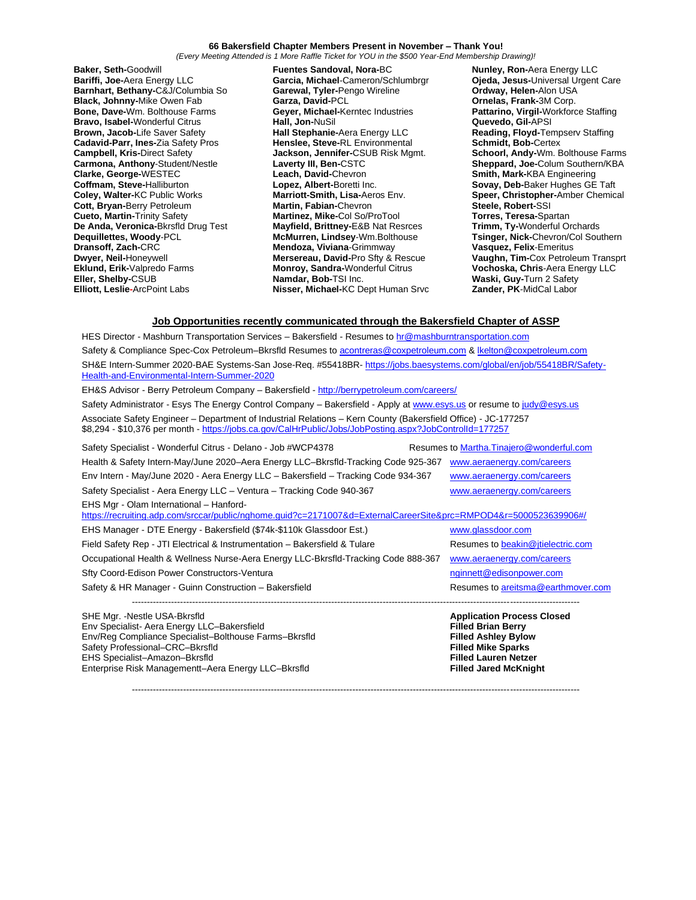**66 Bakersfield Chapter Members Present in November – Thank You!**

*(Every Meeting Attended is 1 More Raffle Ticket for YOU in the $500 Year-End Membership Drawing)!*

**Baker, Seth-**Goodwill
**Bariffi, Joe-**Aera Energy LLC
**Barnhart, Bethany-**C&J/Columbia So
**Black, Johnny-**Mike Owen Fab
**Bone, Dave-**Wm. Bolthouse Farms
**Bravo, Isabel-**Wonderful Citrus
**Brown, Jacob-**Life Saver Safety
**Cadavid-Parr, Ines-**Zia Safety Pros
**Campbell, Kris-**Direct Safety
**Carmona, Anthony**-Student/Nestle
**Clarke, George-**WESTEC
**Coffmam, Steve-**Halliburton
**Coley, Walter-**KC Public Works
**Cott, Bryan-**Berry Petroleum
**Cueto, Martin-**Trinity Safety
**De Anda, Veronica-**Bkrsfld Drug Test
**Dequillettes, Woody**-PCL
**Dransoff, Zach-**CRC
**Dwyer, Neil-**Honeywell
**Eklund, Erik-**Valpredo Farms
**Eller, Shelby-**CSUB
**Elliott, Leslie**-ArcPoint Labs
**Fuentes Sandoval, Nora-**BC
**Garcia, Michael**-Cameron/Schlumbrgr
**Garewal, Tyler-**Pengo Wireline
**Garza, David-**PCL
**Geyer, Michael-**Kerntec Industries
**Hall, Jon-**NuSil
**Hall Stephanie-**Aera Energy LLC
**Henslee, Steve-**RL Environmental
**Jackson, Jennifer-**CSUB Risk Mgmt.
**Laverty III, Ben-**CSTC
**Leach, David-**Chevron
**Lopez, Albert-**Boretti Inc.
**Marriott-Smith, Lisa-**Aeros Env.
**Martin, Fabian-**Chevron
**Martinez, Mike-**Col So/ProTool
**Mayfield, Brittney-**E&B Nat Resrces
**McMurren, Lindsey**-Wm.Bolthouse
**Mendoza, Viviana**-Grimmway
**Mersereau, David-**Pro Sfty & Rescue
**Monroy, Sandra-**Wonderful Citrus
**Namdar, Bob-**TSI Inc.
**Nisser, Michael-**KC Dept Human Srvc
**Nunley, Ron-**Aera Energy LLC
**Ojeda, Jesus-**Universal Urgent Care
**Ordway, Helen-**Alon USA
**Ornelas, Frank-**3M Corp.
**Pattarino, Virgil-**Workforce Staffing
**Quevedo, Gil-**APSI
**Reading, Floyd-**Tempserv Staffing
**Schmidt, Bob-**Certex
**Schoorl, Andy-**Wm. Bolthouse Farms
**Sheppard, Joe-**Colum Southern/KBA
**Smith, Mark-**KBA Engineering
**Sovay, Deb-**Baker Hughes GE Taft
**Speer, Christopher-**Amber Chemical
**Steele, Robert-**SSI
**Torres, Teresa-**Spartan
**Trimm, Ty-**Wonderful Orchards
**Tsinger, Nick-**Chevron/Col Southern
**Vasquez, Felix-**Emeritus
**Vaughn, Tim-**Cox Petroleum Transprt
**Vochoska, Chris**-Aera Energy LLC
**Waski, Guy-**Turn 2 Safety
**Zander, PK**-MidCal Labor

## Job Opportunities recently communicated through the Bakersfield Chapter of ASSP

HES Director - Mashburn Transportation Services – Bakersfield - Resumes to hr@mashburntransportation.com

Safety & Compliance Spec-Cox Petroleum–Bkrsfld Resumes to acontreras@coxpetroleum.com & lkelton@coxpetroleum.com

SH&E Intern-Summer 2020-BAE Systems-San Jose-Req. #55418BR- https://jobs.baesystems.com/global/en/job/55418BR/Safety-Health-and-Environmental-Intern-Summer-2020

EH&S Advisor - Berry Petroleum Company – Bakersfield - http://berrypetroleum.com/careers/

Safety Administrator - Esys The Energy Control Company – Bakersfield - Apply at www.esys.us or resume to judy@esys.us

Associate Safety Engineer – Department of Industrial Relations – Kern County (Bakersfield Office) - JC-177257
$8,294 - $10,376 per month - https://jobs.ca.gov/CalHrPublic/Jobs/JobPosting.aspx?JobControlId=177257

Safety Specialist - Wonderful Citrus - Delano - Job #WCP4378 — Resumes to Martha.Tinajero@wonderful.com

Health & Safety Intern-May/June 2020–Aera Energy LLC–Bkrsfld-Tracking Code 925-367 — www.aeraenergy.com/careers

Env Intern - May/June 2020 - Aera Energy LLC – Bakersfield – Tracking Code 934-367 — www.aeraenergy.com/careers

Safety Specialist - Aera Energy LLC – Ventura – Tracking Code 940-367 — www.aeraenergy.com/careers

EHS Mgr - Olam International – Hanford-
https://recruiting.adp.com/srccar/public/nghome.guid?c=2171007&d=ExternalCareerSite&prc=RMPOD4&r=5000523639906#/

EHS Manager - DTE Energy - Bakersfield ($74k-$110k Glassdoor Est.) — www.glassdoor.com

Field Safety Rep - JTI Electrical & Instrumentation – Bakersfield & Tulare — Resumes to beakin@jtielectric.com

Occupational Health & Wellness Nurse-Aera Energy LLC-Bkrsfld-Tracking Code 888-367 — www.aeraenergy.com/careers

Sfty Coord-Edison Power Constructors-Ventura — nginnett@edisonpower.com

Safety & HR Manager - Guinn Construction – Bakersfield — Resumes to areitsma@earthmover.com

---

| | |
|---|---|
| SHE Mgr. -Nestle USA-Bkrsfld | **Application Process Closed** |
| Env Specialist- Aera Energy LLC–Bakersfield | **Filled Brian Berry** |
| Env/Reg Compliance Specialist–Bolthouse Farms–Bkrsfld | **Filled Ashley Bylow** |
| Safety Professional–CRC–Bkrsfld | **Filled Mike Sparks** |
| EHS Specialist–Amazon–Bkrsfld | **Filled Lauren Netzer** |
| Enterprise Risk Managementt–Aera Energy LLC–Bkrsfld | **Filled Jared McKnight** |

---